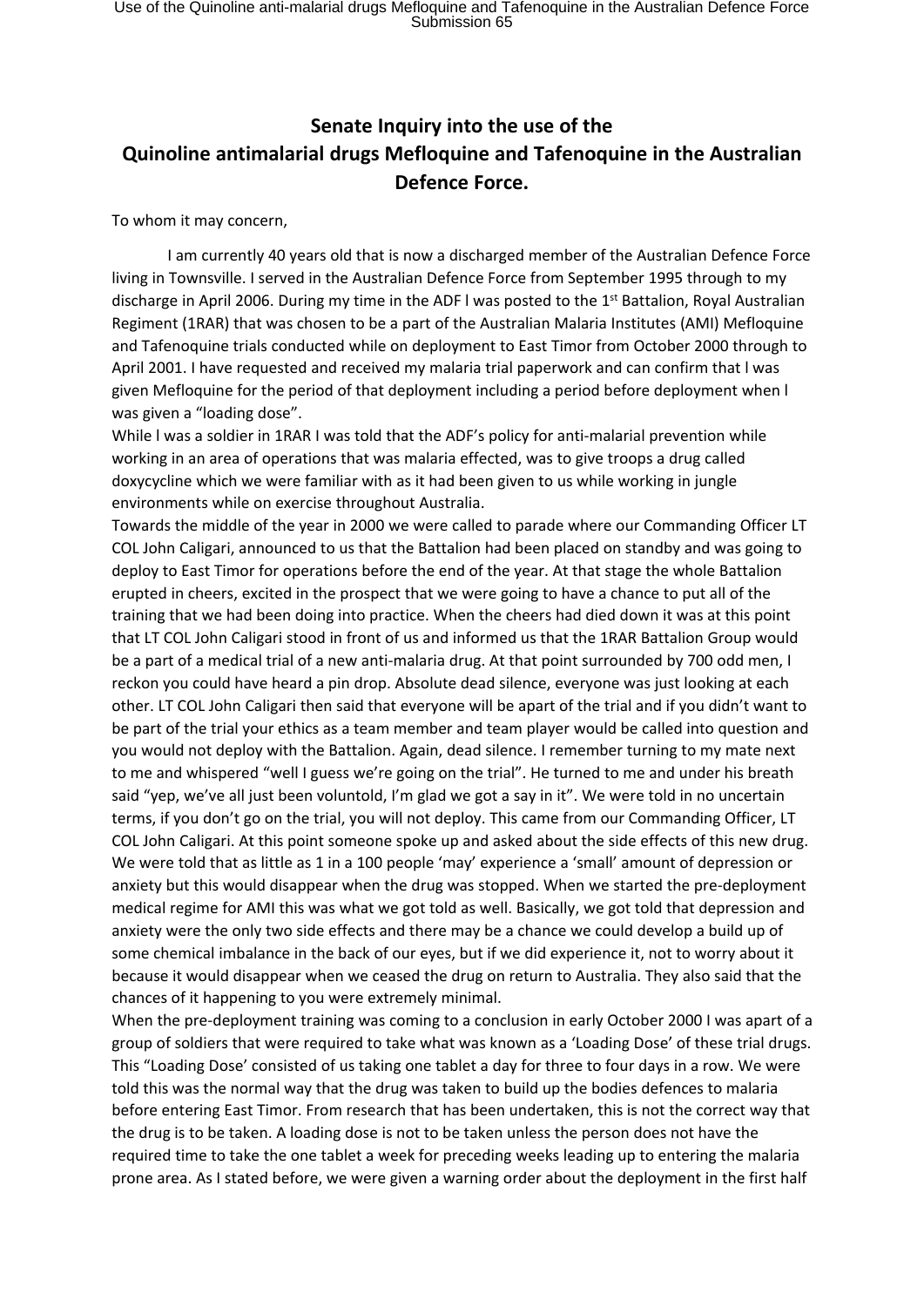# Senate Inquiry into the use of the Quinoline antimalarial drugs Mefloquine and Tafenoquine in the Australian Defence Force.

To whom it may concern,

I am currently 40 years old that is now a discharged member of the Australian Defence Force living in Townsville. I served in the Australian Defence Force from September 1995 through to my discharge in April 2006. During my time in the ADF l was posted to the 1st Battalion, Royal Australian Regiment (1RAR) that was chosen to be a part of the Australian Malaria Institutes (AMI) Mefloquine and Tafenoquine trials conducted while on deployment to East Timor from October 2000 through to April 2001. I have requested and received my malaria trial paperwork and can confirm that l was given Mefloquine for the period of that deployment including a period before deployment when l was given a "loading dose".

While l was a soldier in 1RAR I was told that the ADF's policy for anti-malarial prevention while working in an area of operations that was malaria effected, was to give troops a drug called doxycycline which we were familiar with as it had been given to us while working in jungle environments while on exercise throughout Australia.

Towards the middle of the year in 2000 we were called to parade where our Commanding Officer LT COL John Caligari, announced to us that the Battalion had been placed on standby and was going to deploy to East Timor for operations before the end of the year. At that stage the whole Battalion erupted in cheers, excited in the prospect that we were going to have a chance to put all of the training that we had been doing into practice. When the cheers had died down it was at this point that LT COL John Caligari stood in front of us and informed us that the 1RAR Battalion Group would be a part of a medical trial of a new anti-malaria drug. At that point surrounded by 700 odd men, I reckon you could have heard a pin drop. Absolute dead silence, everyone was just looking at each other. LT COL John Caligari then said that everyone will be apart of the trial and if you didn't want to be part of the trial your ethics as a team member and team player would be called into question and you would not deploy with the Battalion. Again, dead silence. I remember turning to my mate next to me and whispered "well I guess we're going on the trial". He turned to me and under his breath said "yep, we've all just been voluntold, I'm glad we got a say in it". We were told in no uncertain terms, if you don't go on the trial, you will not deploy. This came from our Commanding Officer, LT COL John Caligari. At this point someone spoke up and asked about the side effects of this new drug. We were told that as little as 1 in a 100 people 'may' experience a 'small' amount of depression or anxiety but this would disappear when the drug was stopped. When we started the pre-deployment medical regime for AMI this was what we got told as well. Basically, we got told that depression and anxiety were the only two side effects and there may be a chance we could develop a build up of some chemical imbalance in the back of our eyes, but if we did experience it, not to worry about it because it would disappear when we ceased the drug on return to Australia. They also said that the chances of it happening to you were extremely minimal.

When the pre-deployment training was coming to a conclusion in early October 2000 I was apart of a group of soldiers that were required to take what was known as a 'Loading Dose' of these trial drugs. This "Loading Dose' consisted of us taking one tablet a day for three to four days in a row. We were told this was the normal way that the drug was taken to build up the bodies defences to malaria before entering East Timor. From research that has been undertaken, this is not the correct way that the drug is to be taken. A loading dose is not to be taken unless the person does not have the required time to take the one tablet a week for preceding weeks leading up to entering the malaria prone area. As I stated before, we were given a warning order about the deployment in the first half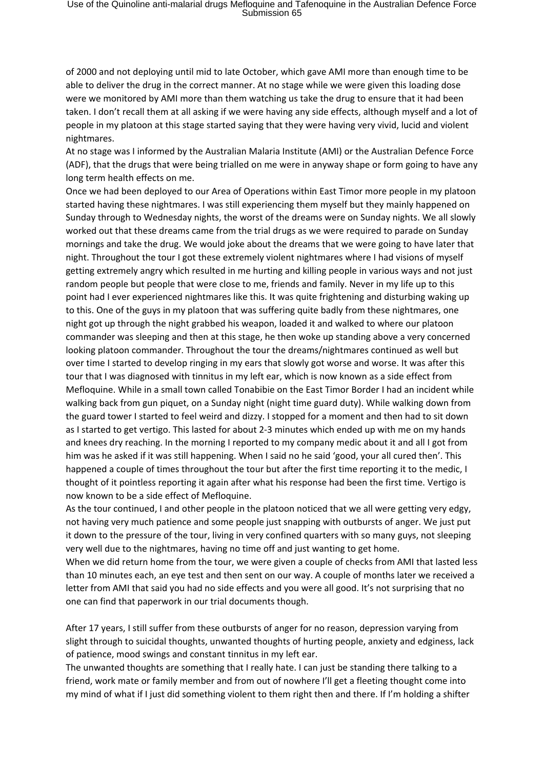of 2000 and not deploying until mid to late October, which gave AMI more than enough time to be able to deliver the drug in the correct manner. At no stage while we were given this loading dose were we monitored by AMI more than them watching us take the drug to ensure that it had been taken. I don't recall them at all asking if we were having any side effects, although myself and a lot of people in my platoon at this stage started saying that they were having very vivid, lucid and violent nightmares.

At no stage was I informed by the Australian Malaria Institute (AMI) or the Australian Defence Force (ADF), that the drugs that were being trialled on me were in anyway shape or form going to have any long term health effects on me.

Once we had been deployed to our Area of Operations within East Timor more people in my platoon started having these nightmares. I was still experiencing them myself but they mainly happened on Sunday through to Wednesday nights, the worst of the dreams were on Sunday nights. We all slowly worked out that these dreams came from the trial drugs as we were required to parade on Sunday mornings and take the drug. We would joke about the dreams that we were going to have later that night. Throughout the tour I got these extremely violent nightmares where I had visions of myself getting extremely angry which resulted in me hurting and killing people in various ways and not just random people but people that were close to me, friends and family. Never in my life up to this point had I ever experienced nightmares like this. It was quite frightening and disturbing waking up to this. One of the guys in my platoon that was suffering quite badly from these nightmares, one night got up through the night grabbed his weapon, loaded it and walked to where our platoon commander was sleeping and then at this stage, he then woke up standing above a very concerned looking platoon commander. Throughout the tour the dreams/nightmares continued as well but over time I started to develop ringing in my ears that slowly got worse and worse. It was after this tour that I was diagnosed with tinnitus in my left ear, which is now known as a side effect from Mefloquine. While in a small town called Tonabibie on the East Timor Border I had an incident while walking back from gun piquet, on a Sunday night (night time guard duty). While walking down from the guard tower I started to feel weird and dizzy. I stopped for a moment and then had to sit down as I started to get vertigo. This lasted for about 2-3 minutes which ended up with me on my hands and knees dry reaching. In the morning I reported to my company medic about it and all I got from him was he asked if it was still happening. When I said no he said 'good, your all cured then'. This happened a couple of times throughout the tour but after the first time reporting it to the medic, I thought of it pointless reporting it again after what his response had been the first time. Vertigo is now known to be a side effect of Mefloquine.

As the tour continued, I and other people in the platoon noticed that we all were getting very edgy, not having very much patience and some people just snapping with outbursts of anger. We just put it down to the pressure of the tour, living in very confined quarters with so many guys, not sleeping very well due to the nightmares, having no time off and just wanting to get home.

When we did return home from the tour, we were given a couple of checks from AMI that lasted less than 10 minutes each, an eye test and then sent on our way. A couple of months later we received a letter from AMI that said you had no side effects and you were all good. It's not surprising that no one can find that paperwork in our trial documents though.

After 17 years, I still suffer from these outbursts of anger for no reason, depression varying from slight through to suicidal thoughts, unwanted thoughts of hurting people, anxiety and edginess, lack of patience, mood swings and constant tinnitus in my left ear.

The unwanted thoughts are something that I really hate. I can just be standing there talking to a friend, work mate or family member and from out of nowhere I'll get a fleeting thought come into my mind of what if I just did something violent to them right then and there. If I'm holding a shifter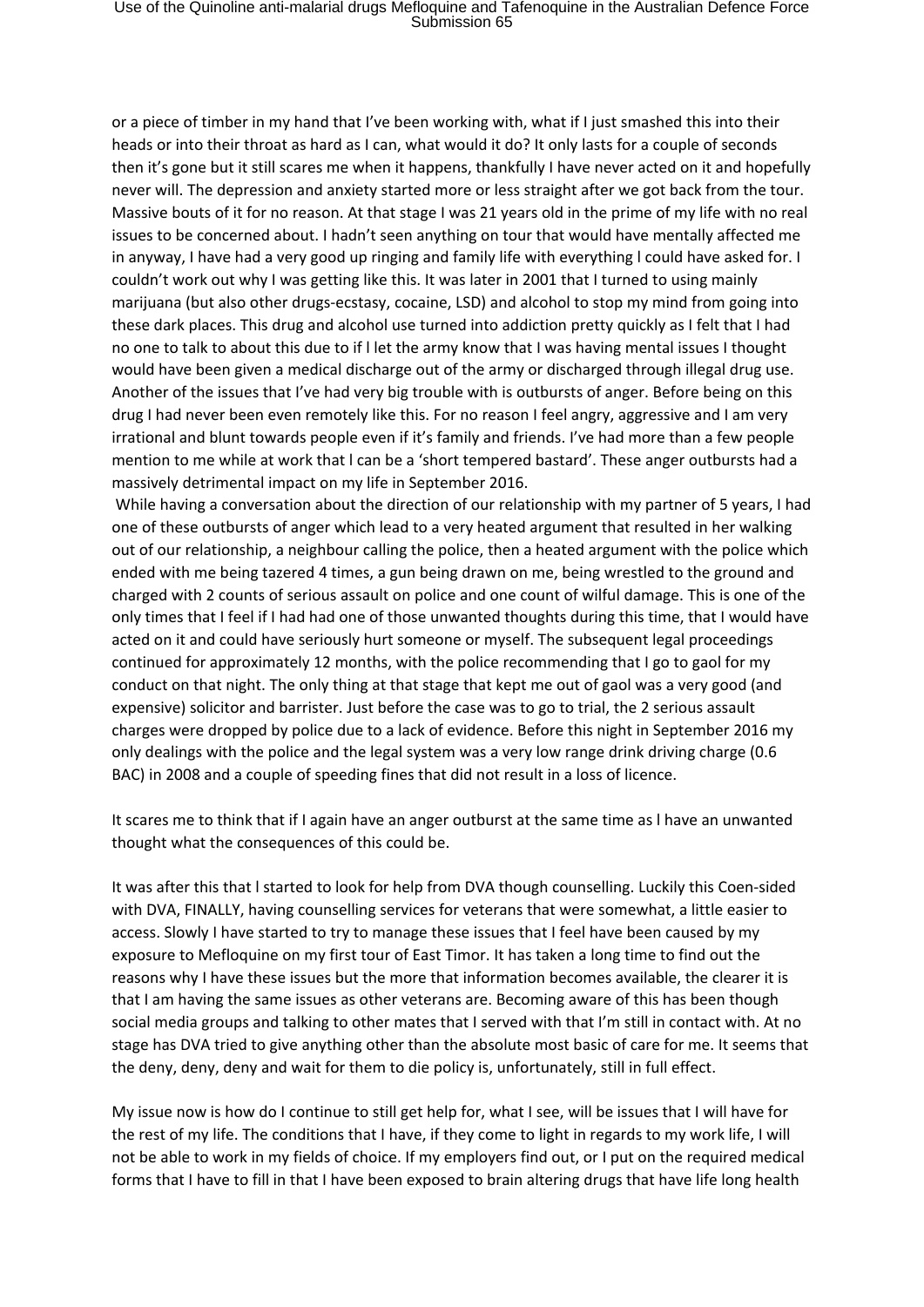or a piece of timber in my hand that I've been working with, what if I just smashed this into their heads or into their throat as hard as I can, what would it do? It only lasts for a couple of seconds then it's gone but it still scares me when it happens, thankfully I have never acted on it and hopefully never will. The depression and anxiety started more or less straight after we got back from the tour. Massive bouts of it for no reason. At that stage I was 21 years old in the prime of my life with no real issues to be concerned about. I hadn't seen anything on tour that would have mentally affected me in anyway, I have had a very good up ringing and family life with everything l could have asked for. I couldn't work out why I was getting like this. It was later in 2001 that I turned to using mainly marijuana (but also other drugs-ecstasy, cocaine, LSD) and alcohol to stop my mind from going into these dark places. This drug and alcohol use turned into addiction pretty quickly as I felt that I had no one to talk to about this due to if l let the army know that I was having mental issues I thought would have been given a medical discharge out of the army or discharged through illegal drug use. Another of the issues that I've had very big trouble with is outbursts of anger. Before being on this drug I had never been even remotely like this. For no reason I feel angry, aggressive and I am very irrational and blunt towards people even if it's family and friends. I've had more than a few people mention to me while at work that l can be a 'short tempered bastard'. These anger outbursts had a massively detrimental impact on my life in September 2016.

While having a conversation about the direction of our relationship with my partner of 5 years, I had one of these outbursts of anger which lead to a very heated argument that resulted in her walking out of our relationship, a neighbour calling the police, then a heated argument with the police which ended with me being tazered 4 times, a gun being drawn on me, being wrestled to the ground and charged with 2 counts of serious assault on police and one count of wilful damage. This is one of the only times that I feel if I had had one of those unwanted thoughts during this time, that I would have acted on it and could have seriously hurt someone or myself. The subsequent legal proceedings continued for approximately 12 months, with the police recommending that I go to gaol for my conduct on that night. The only thing at that stage that kept me out of gaol was a very good (and expensive) solicitor and barrister. Just before the case was to go to trial, the 2 serious assault charges were dropped by police due to a lack of evidence. Before this night in September 2016 my only dealings with the police and the legal system was a very low range drink driving charge (0.6 BAC) in 2008 and a couple of speeding fines that did not result in a loss of licence.

It scares me to think that if I again have an anger outburst at the same time as l have an unwanted thought what the consequences of this could be.

It was after this that l started to look for help from DVA though counselling. Luckily this Coen-sided with DVA, FINALLY, having counselling services for veterans that were somewhat, a little easier to access. Slowly I have started to try to manage these issues that I feel have been caused by my exposure to Mefloquine on my first tour of East Timor. It has taken a long time to find out the reasons why I have these issues but the more that information becomes available, the clearer it is that I am having the same issues as other veterans are. Becoming aware of this has been though social media groups and talking to other mates that I served with that I'm still in contact with. At no stage has DVA tried to give anything other than the absolute most basic of care for me. It seems that the deny, deny, deny and wait for them to die policy is, unfortunately, still in full effect.

My issue now is how do I continue to still get help for, what I see, will be issues that I will have for the rest of my life. The conditions that I have, if they come to light in regards to my work life, I will not be able to work in my fields of choice. If my employers find out, or I put on the required medical forms that I have to fill in that I have been exposed to brain altering drugs that have life long health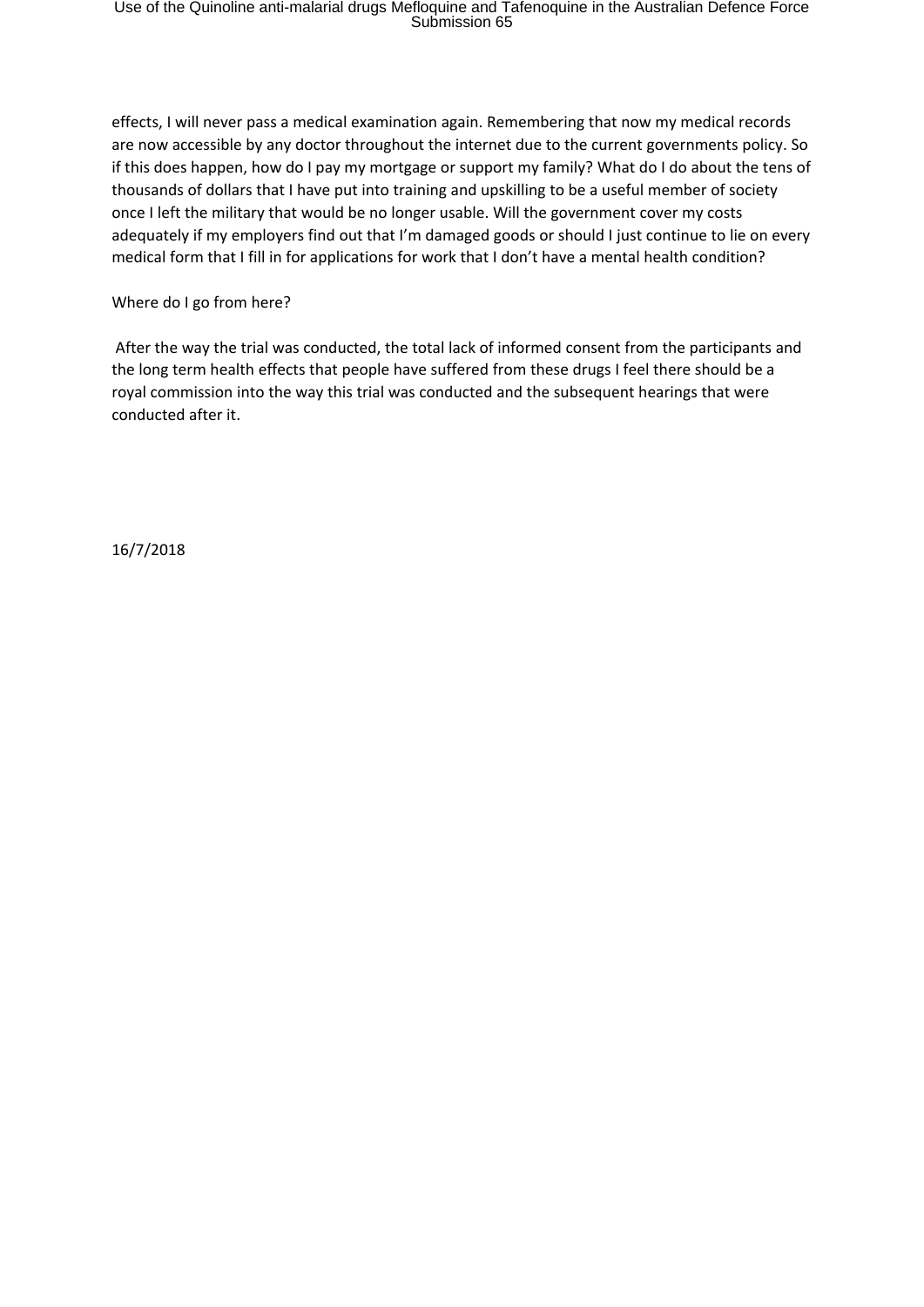effects, I will never pass a medical examination again. Remembering that now my medical records are now accessible by any doctor throughout the internet due to the current governments policy. So if this does happen, how do I pay my mortgage or support my family? What do I do about the tens of thousands of dollars that I have put into training and upskilling to be a useful member of society once I left the military that would be no longer usable. Will the government cover my costs adequately if my employers find out that I'm damaged goods or should I just continue to lie on every medical form that I fill in for applications for work that I don't have a mental health condition?

Where do I go from here?

After the way the trial was conducted, the total lack of informed consent from the participants and the long term health effects that people have suffered from these drugs I feel there should be a royal commission into the way this trial was conducted and the subsequent hearings that were conducted after it.

16/7/2018